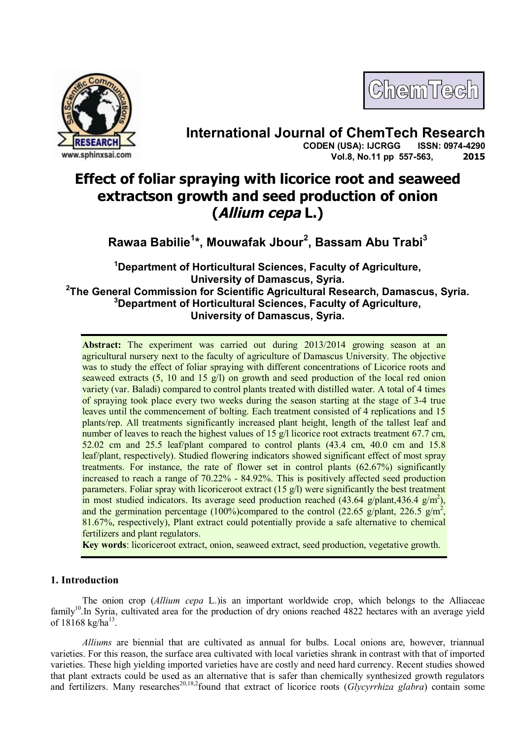International Journal of ChemTech Research

CODEN (USA): IJCRGG ISSN: 0974-4290

Vol.8, No.11 pp 557-563, 2015

# Effect of foliar spraying with licorice root and seaweed extractson growth and seed production of onion (*Allium cepa* L.)

**Rawaa Babilie[1]*, Mouwafak Jbour[2], Bassam Abu Trabi[3]**

[1]Department of Horticultural Sciences, Faculty of Agriculture, University of Damascus, Syria.
[2]The General Commission for Scientific Agricultural Research, Damascus, Syria.
[3]Department of Horticultural Sciences, Faculty of Agriculture, University of Damascus, Syria.

**Abstract:** The experiment was carried out during 2013/2014 growing season at an agricultural nursery next to the faculty of agriculture of Damascus University. The objective was to study the effect of foliar spraying with different concentrations of Licorice roots and seaweed extracts (5, 10 and 15 g/l) on growth and seed production of the local red onion variety (var. Baladi) compared to control plants treated with distilled water. A total of 4 times of spraying took place every two weeks during the season starting at the stage of 3-4 true leaves until the commencement of bolting. Each treatment consisted of 4 replications and 15 plants/rep. All treatments significantly increased plant height, length of the tallest leaf and number of leaves to reach the highest values of 15 g/l licorice root extracts treatment 67.7 cm, 52.02 cm and 25.5 leaf/plant compared to control plants (43.4 cm, 40.0 cm and 15.8 leaf/plant, respectively). Studied flowering indicators showed significant effect of most spray treatments. For instance, the rate of flower set in control plants (62.67%) significantly increased to reach a range of 70.22% - 84.92%. This is positively affected seed production parameters. Foliar spray with licoriceroot extract (15 g/l) were significantly the best treatment in most studied indicators. Its average seed production reached (43.64 g/plant,436.4 g/m$^2$), and the germination percentage (100%)compared to the control (22.65 g/plant, 226.5 g/m$^2$, 81.67%, respectively), Plant extract could potentially provide a safe alternative to chemical fertilizers and plant regulators.

**Key words**: licoriceroot extract, onion, seaweed extract, seed production, vegetative growth.

## 1. Introduction

The onion crop (*Allium cepa* L.)is an important worldwide crop, which belongs to the Alliaceae family[10].In Syria, cultivated area for the production of dry onions reached 4822 hectares with an average yield of 18168 kg/ha[13].

*Alliums* are biennial that are cultivated as annual for bulbs. Local onions are, however, triannual varieties. For this reason, the surface area cultivated with local varieties shrank in contrast with that of imported varieties. These high yielding imported varieties have are costly and need hard currency. Recent studies showed that plant extracts could be used as an alternative that is safer than chemically synthesized growth regulators and fertilizers. Many researches[20,18,2]found that extract of licorice roots (*Glycyrrhiza glabra*) contain some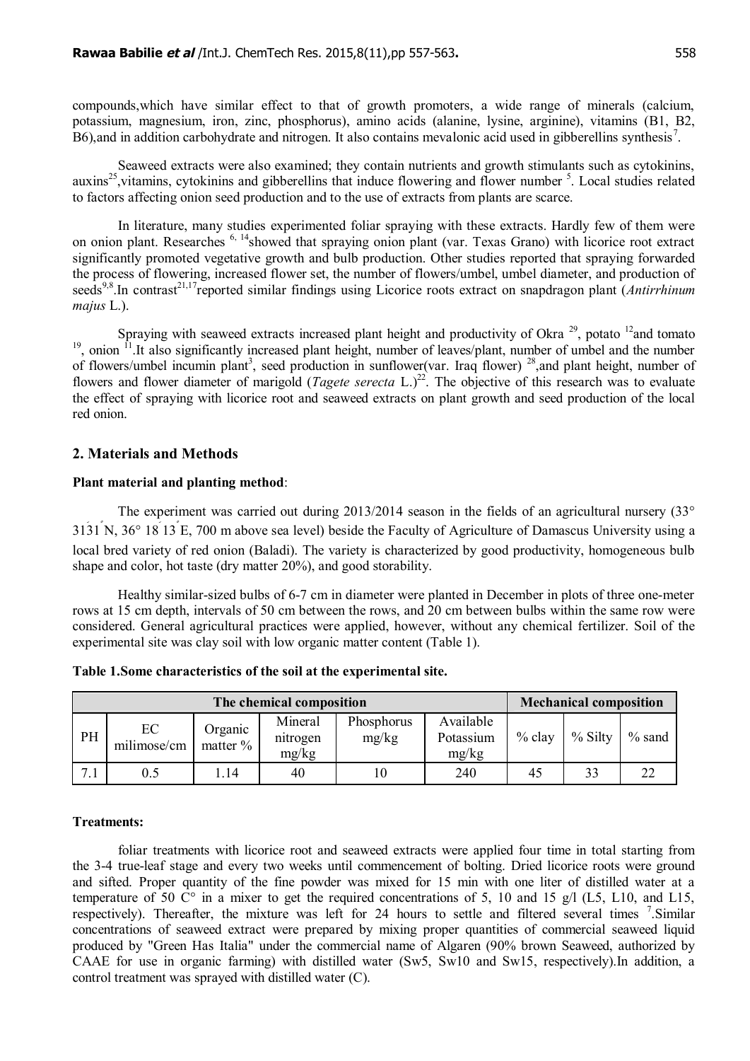compounds,which have similar effect to that of growth promoters, a wide range of minerals (calcium, potassium, magnesium, iron, zinc, phosphorus), amino acids (alanine, lysine, arginine), vitamins (B1, B2, B6),and in addition carbohydrate and nitrogen. It also contains mevalonic acid used in gibberellins synthesis[7].

Seaweed extracts were also examined; they contain nutrients and growth stimulants such as cytokinins, auxins[25],vitamins, cytokinins and gibberellins that induce flowering and flower number [5]. Local studies related to factors affecting onion seed production and to the use of extracts from plants are scarce.

In literature, many studies experimented foliar spraying with these extracts. Hardly few of them were on onion plant. Researches [6, 14]showed that spraying onion plant (var. Texas Grano) with licorice root extract significantly promoted vegetative growth and bulb production. Other studies reported that spraying forwarded the process of flowering, increased flower set, the number of flowers/umbel, umbel diameter, and production of seeds[9,8].In contrast[21,17]reported similar findings using Licorice roots extract on snapdragon plant (*Antirrhinum majus* L.).

Spraying with seaweed extracts increased plant height and productivity of Okra [29], potato [12]and tomato [19], onion [11].It also significantly increased plant height, number of leaves/plant, number of umbel and the number of flowers/umbel incumin plant[3], seed production in sunflower(var. Iraq flower) [28],and plant height, number of flowers and flower diameter of marigold (*Tagete serecta* L.)[22]. The objective of this research was to evaluate the effect of spraying with licorice root and seaweed extracts on plant growth and seed production of the local red onion.

## 2. Materials and Methods

**Plant material and planting method**:

The experiment was carried out during 2013/2014 season in the fields of an agricultural nursery (33° 31́31 ̋N, 36° 18́ 13 ̋E, 700 m above sea level) beside the Faculty of Agriculture of Damascus University using a local bred variety of red onion (Baladi). The variety is characterized by good productivity, homogeneous bulb shape and color, hot taste (dry matter 20%), and good storability.

Healthy similar-sized bulbs of 6-7 cm in diameter were planted in December in plots of three one-meter rows at 15 cm depth, intervals of 50 cm between the rows, and 20 cm between bulbs within the same row were considered. General agricultural practices were applied, however, without any chemical fertilizer. Soil of the experimental site was clay soil with low organic matter content (Table 1).

**Table 1.Some characteristics of the soil at the experimental site.**

| The chemical composition | | | | | | Mechanical composition | | |
|---|---|---|---|---|---|---|---|---|
| PH | EC milimose/cm | Organic matter % | Mineral nitrogen mg/kg | Phosphorus mg/kg | Available Potassium mg/kg | % clay | % Silty | % sand |
| 7.1 | 0.5 | 1.14 | 40 | 10 | 240 | 45 | 33 | 22 |

**Treatments:**

foliar treatments with licorice root and seaweed extracts were applied four time in total starting from the 3-4 true-leaf stage and every two weeks until commencement of bolting. Dried licorice roots were ground and sifted. Proper quantity of the fine powder was mixed for 15 min with one liter of distilled water at a temperature of 50 C° in a mixer to get the required concentrations of 5, 10 and 15 g/l (L5, L10, and L15, respectively). Thereafter, the mixture was left for 24 hours to settle and filtered several times [7].Similar concentrations of seaweed extract were prepared by mixing proper quantities of commercial seaweed liquid produced by "Green Has Italia" under the commercial name of Algaren (90% brown Seaweed, authorized by CAAE for use in organic farming) with distilled water (Sw5, Sw10 and Sw15, respectively).In addition, a control treatment was sprayed with distilled water (C).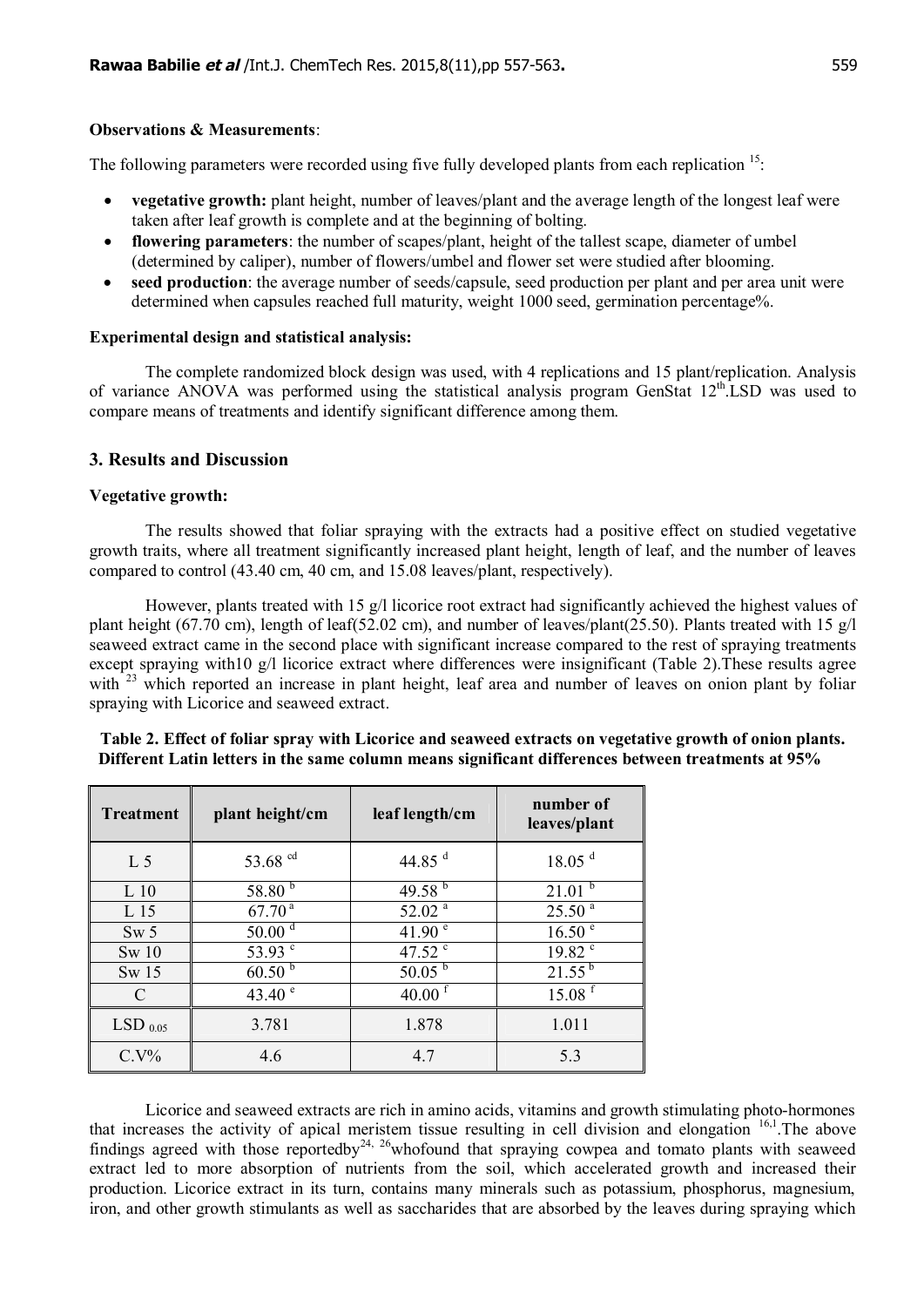**Observations & Measurements**:

The following parameters were recorded using five fully developed plants from each replication [15]:

- **vegetative growth:** plant height, number of leaves/plant and the average length of the longest leaf were taken after leaf growth is complete and at the beginning of bolting.
- **flowering parameters**: the number of scapes/plant, height of the tallest scape, diameter of umbel (determined by caliper), number of flowers/umbel and flower set were studied after blooming.
- **seed production**: the average number of seeds/capsule, seed production per plant and per area unit were determined when capsules reached full maturity, weight 1000 seed, germination percentage%.

**Experimental design and statistical analysis:**

The complete randomized block design was used, with 4 replications and 15 plant/replication. Analysis of variance ANOVA was performed using the statistical analysis program GenStat 12$^{th}$.LSD was used to compare means of treatments and identify significant difference among them.

## 3. Results and Discussion

**Vegetative growth:**

The results showed that foliar spraying with the extracts had a positive effect on studied vegetative growth traits, where all treatment significantly increased plant height, length of leaf, and the number of leaves compared to control (43.40 cm, 40 cm, and 15.08 leaves/plant, respectively).

However, plants treated with 15 g/l licorice root extract had significantly achieved the highest values of plant height (67.70 cm), length of leaf(52.02 cm), and number of leaves/plant(25.50). Plants treated with 15 g/l seaweed extract came in the second place with significant increase compared to the rest of spraying treatments except spraying with10 g/l licorice extract where differences were insignificant (Table 2).These results agree with [23] which reported an increase in plant height, leaf area and number of leaves on onion plant by foliar spraying with Licorice and seaweed extract.

**Table 2. Effect of foliar spray with Licorice and seaweed extracts on vegetative growth of onion plants. Different Latin letters in the same column means significant differences between treatments at 95%**

| Treatment | plant height/cm | leaf length/cm | number of leaves/plant |
|---|---|---|---|
| L 5 | 53.68 $^{cd}$ | 44.85 $^{d}$ | 18.05 $^{d}$ |
| L 10 | 58.80 $^{b}$ | 49.58 $^{b}$ | 21.01 $^{b}$ |
| L 15 | 67.70 $^{a}$ | 52.02 $^{a}$ | 25.50 $^{a}$ |
| Sw 5 | 50.00 $^{d}$ | 41.90 $^{e}$ | 16.50 $^{e}$ |
| Sw 10 | 53.93 $^{c}$ | 47.52 $^{c}$ | 19.82 $^{c}$ |
| Sw 15 | 60.50 $^{b}$ | 50.05 $^{b}$ | 21.55 $^{b}$ |
| C | 43.40 $^{e}$ | 40.00 $^{f}$ | 15.08 $^{f}$ |
| $LSD_{0.05}$ | 3.781 | 1.878 | 1.011 |
| C.V% | 4.6 | 4.7 | 5.3 |

Licorice and seaweed extracts are rich in amino acids, vitamins and growth stimulating photo-hormones that increases the activity of apical meristem tissue resulting in cell division and elongation [16,1].The above findings agreed with those reportedby[24, 26]whofound that spraying cowpea and tomato plants with seaweed extract led to more absorption of nutrients from the soil, which accelerated growth and increased their production. Licorice extract in its turn, contains many minerals such as potassium, phosphorus, magnesium, iron, and other growth stimulants as well as saccharides that are absorbed by the leaves during spraying which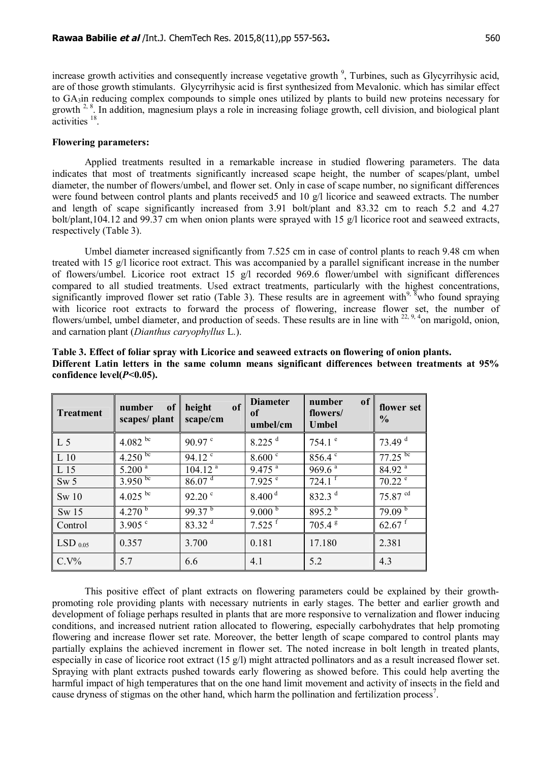increase growth activities and consequently increase vegetative growth [9], Turbines, such as Glycyrrihysic acid, are of those growth stimulants. Glycyrrihysic acid is first synthesized from Mevalonic. which has similar effect to $GA_3$in reducing complex compounds to simple ones utilized by plants to build new proteins necessary for growth [2, 8]. In addition, magnesium plays a role in increasing foliage growth, cell division, and biological plant activities [18].

**Flowering parameters:**

Applied treatments resulted in a remarkable increase in studied flowering parameters. The data indicates that most of treatments significantly increased scape height, the number of scapes/plant, umbel diameter, the number of flowers/umbel, and flower set. Only in case of scape number, no significant differences were found between control plants and plants received5 and 10 g/l licorice and seaweed extracts. The number and length of scape significantly increased from 3.91 bolt/plant and 83.32 cm to reach 5.2 and 4.27 bolt/plant,104.12 and 99.37 cm when onion plants were sprayed with 15 g/l licorice root and seaweed extracts, respectively (Table 3).

Umbel diameter increased significantly from 7.525 cm in case of control plants to reach 9.48 cm when treated with 15 g/l licorice root extract. This was accompanied by a parallel significant increase in the number of flowers/umbel. Licorice root extract 15 g/l recorded 969.6 flower/umbel with significant differences compared to all studied treatments. Used extract treatments, particularly with the highest concentrations, significantly improved flower set ratio (Table 3). These results are in agreement with[9, 8]who found spraying with licorice root extracts to forward the process of flowering, increase flower set, the number of flowers/umbel, umbel diameter, and production of seeds. These results are in line with [22, 9, 4]on marigold, onion, and carnation plant (*Dianthus caryophyllus* L.).

**Table 3. Effect of foliar spray with Licorice and seaweed extracts on flowering of onion plants. Different Latin letters in the same column means significant differences between treatments at 95% confidence level($P$<0.05).**

| Treatment | number of scapes/ plant | height of scape/cm | Diameter of umbel/cm | number of flowers/ Umbel | flower set % |
|---|---|---|---|---|---|
| L 5 | 4.082 bc | 90.97 c | 8.225 d | 754.1 e | 73.49 d |
| L 10 | 4.250 bc | 94.12 c | 8.600 c | 856.4 c | 77.25 bc |
| L 15 | 5.200 a | 104.12 a | 9.475 a | 969.6 a | 84.92 a |
| Sw 5 | 3.950 bc | 86.07 d | 7.925 e | 724.1 f | 70.22 e |
| Sw 10 | 4.025 bc | 92.20 c | 8.400 d | 832.3 d | 75.87 cd |
| Sw 15 | 4.270 b | 99.37 b | 9.000 b | 895.2 b | 79.09 b |
| Control | 3.905 c | 83.32 d | 7.525 f | 705.4 g | 62.67 f |
| $LSD_{0.05}$ | 0.357 | 3.700 | 0.181 | 17.180 | 2.381 |
| C.V% | 5.7 | 6.6 | 4.1 | 5.2 | 4.3 |

This positive effect of plant extracts on flowering parameters could be explained by their growth-promoting role providing plants with necessary nutrients in early stages. The better and earlier growth and development of foliage perhaps resulted in plants that are more responsive to vernalization and flower inducing conditions, and increased nutrient ration allocated to flowering, especially carbohydrates that help promoting flowering and increase flower set rate. Moreover, the better length of scape compared to control plants may partially explains the achieved increment in flower set. The noted increase in bolt length in treated plants, especially in case of licorice root extract (15 g/l) might attracted pollinators and as a result increased flower set. Spraying with plant extracts pushed towards early flowering as showed before. This could help averting the harmful impact of high temperatures that on the one hand limit movement and activity of insects in the field and cause dryness of stigmas on the other hand, which harm the pollination and fertilization process[7].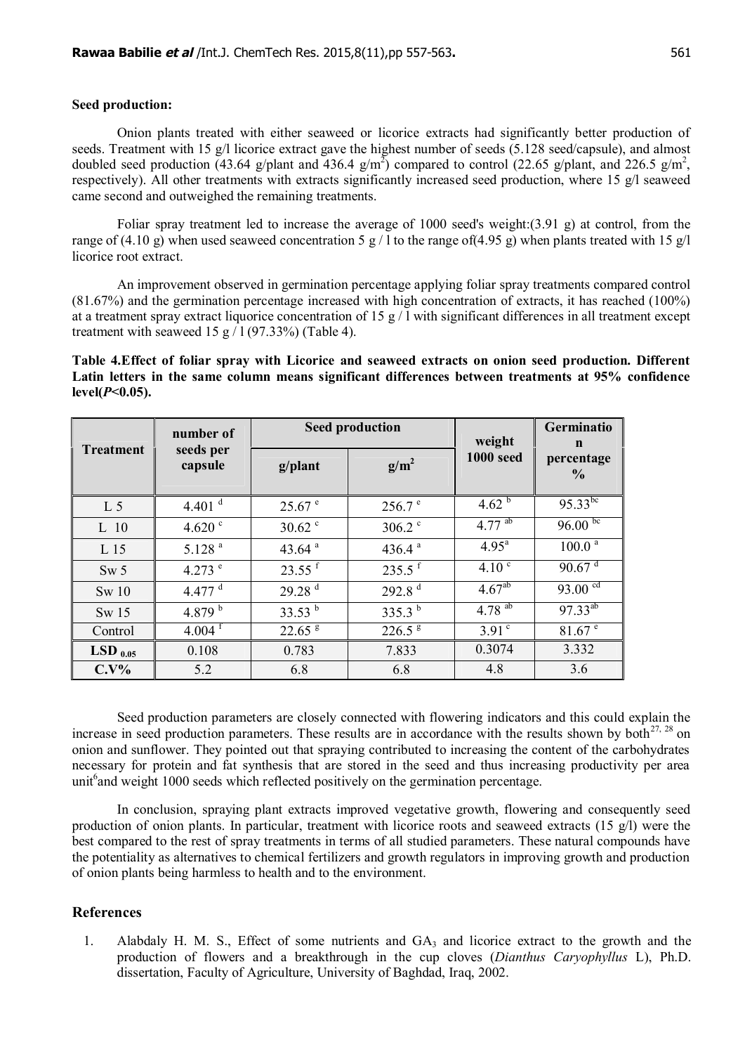**Seed production:**

Onion plants treated with either seaweed or licorice extracts had significantly better production of seeds. Treatment with 15 g/l licorice extract gave the highest number of seeds (5.128 seed/capsule), and almost doubled seed production (43.64 g/plant and 436.4 g/m$^2$) compared to control (22.65 g/plant, and 226.5 g/m$^2$, respectively). All other treatments with extracts significantly increased seed production, where 15 g/l seaweed came second and outweighed the remaining treatments.

Foliar spray treatment led to increase the average of 1000 seed's weight:(3.91 g) at control, from the range of (4.10 g) when used seaweed concentration 5 g / l to the range of(4.95 g) when plants treated with 15 g/l licorice root extract.

An improvement observed in germination percentage applying foliar spray treatments compared control (81.67%) and the germination percentage increased with high concentration of extracts, it has reached (100%) at a treatment spray extract liquorice concentration of 15 g / l with significant differences in all treatment except treatment with seaweed 15 g / l (97.33%) (Table 4).

**Table 4.Effect of foliar spray with Licorice and seaweed extracts on onion seed production. Different Latin letters in the same column means significant differences between treatments at 95% confidence level($P$<0.05).**

| Treatment | number of seeds per capsule | Seed production | | weight 1000 seed | Germination percentage % |
|---|---|---|---|---|---|
| | | g/plant | g/m$^2$ | | |
| L 5 | 4.401 $^d$ | 25.67 $^e$ | 256.7 $^e$ | 4.62 $^b$ | 95.33$^{bc}$ |
| L 10 | 4.620 $^c$ | 30.62 $^c$ | 306.2 $^c$ | 4.77 $^{ab}$ | 96.00 $^{bc}$ |
| L 15 | 5.128 $^a$ | 43.64 $^a$ | 436.4 $^a$ | 4.95$^a$ | 100.0 $^a$ |
| Sw 5 | 4.273 $^e$ | 23.55 $^f$ | 235.5 $^f$ | 4.10 $^c$ | 90.67 $^d$ |
| Sw 10 | 4.477 $^d$ | 29.28 $^d$ | 292.8 $^d$ | 4.67$^{ab}$ | 93.00 $^{cd}$ |
| Sw 15 | 4.879 $^b$ | 33.53 $^b$ | 335.3 $^b$ | 4.78 $^{ab}$ | 97.33$^{ab}$ |
| Control | 4.004 $^f$ | 22.65 $^g$ | 226.5 $^g$ | 3.91 $^c$ | 81.67 $^e$ |
| **$LSD_{0.05}$** | 0.108 | 0.783 | 7.833 | 0.3074 | 3.332 |
| **C.V%** | 5.2 | 6.8 | 6.8 | 4.8 | 3.6 |

Seed production parameters are closely connected with flowering indicators and this could explain the increase in seed production parameters. These results are in accordance with the results shown by both[27, 28] on onion and sunflower. They pointed out that spraying contributed to increasing the content of the carbohydrates necessary for protein and fat synthesis that are stored in the seed and thus increasing productivity per area unit[6]and weight 1000 seeds which reflected positively on the germination percentage.

In conclusion, spraying plant extracts improved vegetative growth, flowering and consequently seed production of onion plants. In particular, treatment with licorice roots and seaweed extracts (15 g/l) were the best compared to the rest of spray treatments in terms of all studied parameters. These natural compounds have the potentiality as alternatives to chemical fertilizers and growth regulators in improving growth and production of onion plants being harmless to health and to the environment.

## References

1. Alabdaly H. M. S., Effect of some nutrients and $GA_3$ and licorice extract to the growth and the production of flowers and a breakthrough in the cup cloves (*Dianthus Caryophyllus* L), Ph.D. dissertation, Faculty of Agriculture, University of Baghdad, Iraq, 2002.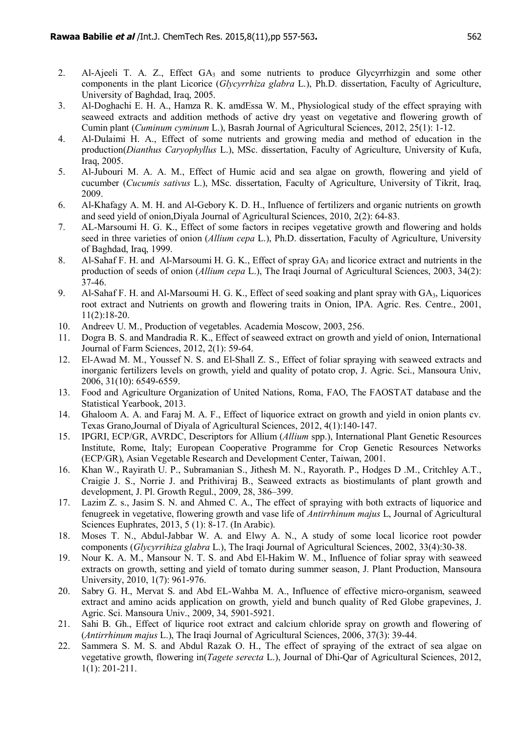2. Al-Ajeeli T. A. Z., Effect $GA_3$ and some nutrients to produce Glycyrrhizgin and some other components in the plant Licorice (*Glycyrrhiza glabra* L.), Ph.D. dissertation, Faculty of Agriculture, University of Baghdad, Iraq, 2005.
3. Al-Doghachi E. H. A., Hamza R. K. amdEssa W. M., Physiological study of the effect spraying with seaweed extracts and addition methods of active dry yeast on vegetative and flowering growth of Cumin plant (*Cuminum cyminum* L.), Basrah Journal of Agricultural Sciences, 2012, 25(1): 1-12.
4. Al-Dulaimi H. A., Effect of some nutrients and growing media and method of education in the production(*Dianthus Caryophyllus* L.), MSc. dissertation, Faculty of Agriculture, University of Kufa, Iraq, 2005.
5. Al-Jubouri M. A. A. M., Effect of Humic acid and sea algae on growth, flowering and yield of cucumber (*Cucumis sativus* L.), MSc. dissertation, Faculty of Agriculture, University of Tikrit, Iraq, 2009.
6. Al-Khafagy A. M. H. and Al-Gebory K. D. H., Influence of fertilizers and organic nutrients on growth and seed yield of onion,Diyala Journal of Agricultural Sciences, 2010, 2(2): 64-83.
7. AL-Marsoumi H. G. K., Effect of some factors in recipes vegetative growth and flowering and holds seed in three varieties of onion (*Allium cepa* L.), Ph.D. dissertation, Faculty of Agriculture, University of Baghdad, Iraq, 1999.
8. Al-Sahaf F. H. and Al-Marsoumi H. G. K., Effect of spray $GA_3$ and licorice extract and nutrients in the production of seeds of onion (*Allium cepa* L.), The Iraqi Journal of Agricultural Sciences, 2003, 34(2): 37-46.
9. Al-Sahaf F. H. and Al-Marsoumi H. G. K., Effect of seed soaking and plant spray with $GA_3$, Liquorices root extract and Nutrients on growth and flowering traits in Onion, IPA. Agric. Res. Centre., 2001, 11(2):18-20.
10. Andreev U. M., Production of vegetables. Academia Moscow, 2003, 256.
11. Dogra B. S. and Mandradia R. K., Effect of seaweed extract on growth and yield of onion, International Journal of Farm Sciences, 2012, 2(1): 59-64.
12. El-Awad M. M., Youssef N. S. and El-Shall Z. S., Effect of foliar spraying with seaweed extracts and inorganic fertilizers levels on growth, yield and quality of potato crop, J. Agric. Sci., Mansoura Univ, 2006, 31(10): 6549-6559.
13. Food and Agriculture Organization of United Nations, Roma, FAO, The FAOSTAT database and the Statistical Yearbook, 2013.
14. Ghaloom A. A. and Faraj M. A. F., Effect of liquorice extract on growth and yield in onion plants cv. Texas Grano,Journal of Diyala of Agricultural Sciences, 2012, 4(1):140-147.
15. IPGRI, ECP/GR, AVRDC, Descriptors for Allium (*Allium* spp.), International Plant Genetic Resources Institute, Rome, Italy; European Cooperative Programme for Crop Genetic Resources Networks (ECP/GR), Asian Vegetable Research and Development Center, Taiwan, 2001.
16. Khan W., Rayirath U. P., Subramanian S., Jithesh M. N., Rayorath. P., Hodges D .M., Critchley A.T., Craigie J. S., Norrie J. and Prithiviraj B., Seaweed extracts as biostimulants of plant growth and development, J. Pl. Growth Regul., 2009, 28, 386–399.
17. Lazim Z. s., Jasim S. N. and Ahmed C. A., The effect of spraying with both extracts of liquorice and fenugreek in vegetative, flowering growth and vase life of *Antirrhinum majus* L, Journal of Agricultural Sciences Euphrates, 2013, 5 (1): 8-17. (In Arabic).
18. Moses T. N., Abdul-Jabbar W. A. and Elwy A. N., A study of some local licorice root powder components (*Glycyrrihiza glabra* L.), The Iraqi Journal of Agricultural Sciences, 2002, 33(4):30-38.
19. Nour K. A. M., Mansour N. T. S. and Abd El-Hakim W. M., Influence of foliar spray with seaweed extracts on growth, setting and yield of tomato during summer season, J. Plant Production, Mansoura University, 2010, 1(7): 961-976.
20. Sabry G. H., Mervat S. and Abd EL-Wahba M. A., Influence of effective micro-organism, seaweed extract and amino acids application on growth, yield and bunch quality of Red Globe grapevines, J. Agric. Sci. Mansoura Univ., 2009, 34, 5901-5921.
21. Sahi B. Gh., Effect of liqurice root extract and calcium chloride spray on growth and flowering of (*Antirrhinum majus* L.), The Iraqi Journal of Agricultural Sciences, 2006, 37(3): 39-44.
22. Sammera S. M. S. and Abdul Razak O. H., The effect of spraying of the extract of sea algae on vegetative growth, flowering in(*Tagete serecta* L.), Journal of Dhi-Qar of Agricultural Sciences, 2012, 1(1): 201-211.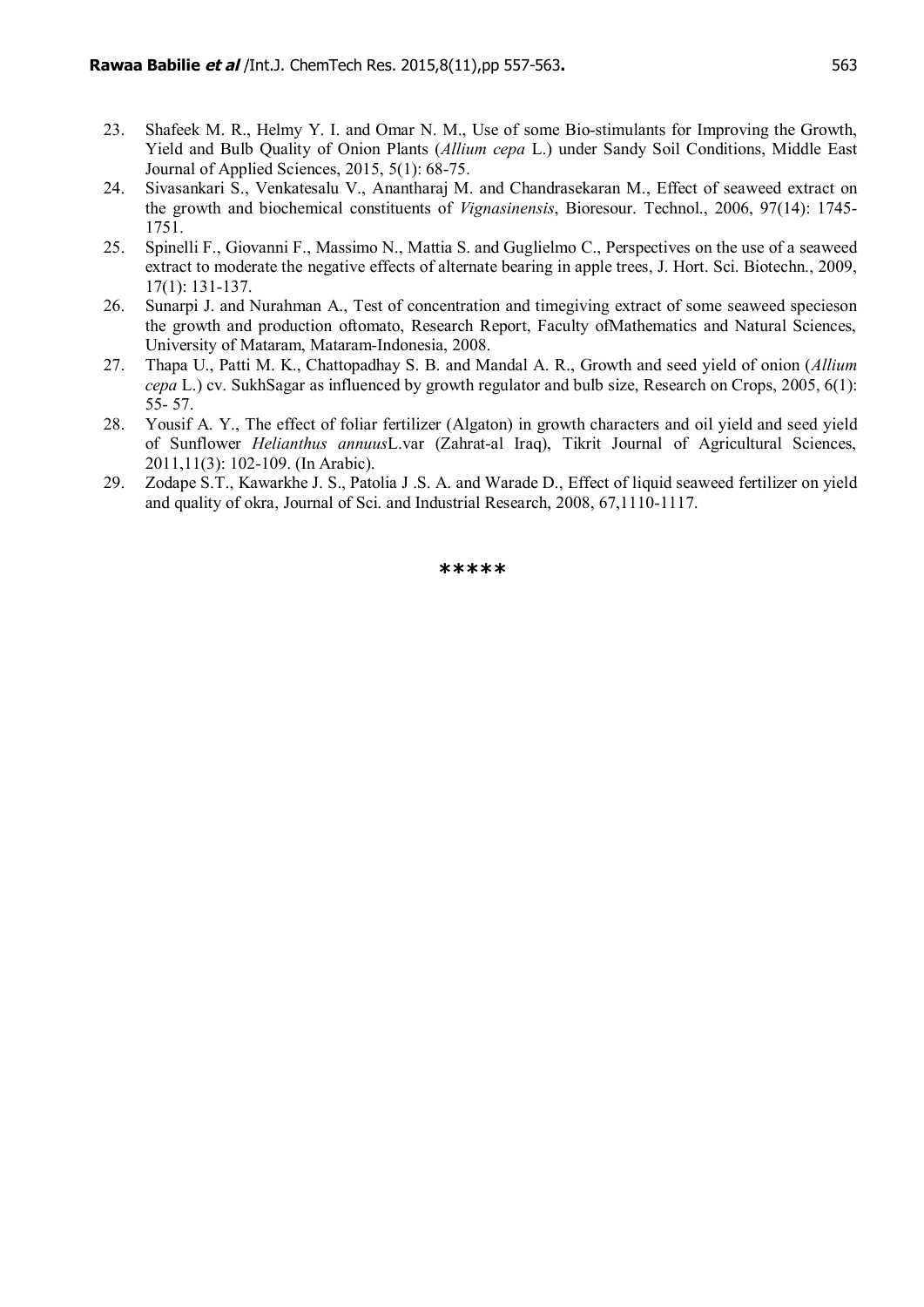23. Shafeek M. R., Helmy Y. I. and Omar N. M., Use of some Bio-stimulants for Improving the Growth, Yield and Bulb Quality of Onion Plants (*Allium cepa* L.) under Sandy Soil Conditions, Middle East Journal of Applied Sciences, 2015, 5(1): 68-75.
24. Sivasankari S., Venkatesalu V., Anantharaj M. and Chandrasekaran M., Effect of seaweed extract on the growth and biochemical constituents of *Vignasinensis*, Bioresour. Technol., 2006, 97(14): 1745-1751.
25. Spinelli F., Giovanni F., Massimo N., Mattia S. and Guglielmo C., Perspectives on the use of a seaweed extract to moderate the negative effects of alternate bearing in apple trees, J. Hort. Sci. Biotechn., 2009, 17(1): 131-137.
26. Sunarpi J. and Nurahman A., Test of concentration and timegiving extract of some seaweed specieson the growth and production oftomato, Research Report, Faculty ofMathematics and Natural Sciences, University of Mataram, Mataram-Indonesia, 2008.
27. Thapa U., Patti M. K., Chattopadhay S. B. and Mandal A. R., Growth and seed yield of onion (*Allium cepa* L.) cv. SukhSagar as influenced by growth regulator and bulb size, Research on Crops, 2005, 6(1): 55- 57.
28. Yousif A. Y., The effect of foliar fertilizer (Algaton) in growth characters and oil yield and seed yield of Sunflower *Helianthus annuus*L.var (Zahrat-al Iraq), Tikrit Journal of Agricultural Sciences, 2011,11(3): 102-109. (In Arabic).
29. Zodape S.T., Kawarkhe J. S., Patolia J .S. A. and Warade D., Effect of liquid seaweed fertilizer on yield and quality of okra, Journal of Sci. and Industrial Research, 2008, 67,1110-1117.

*****